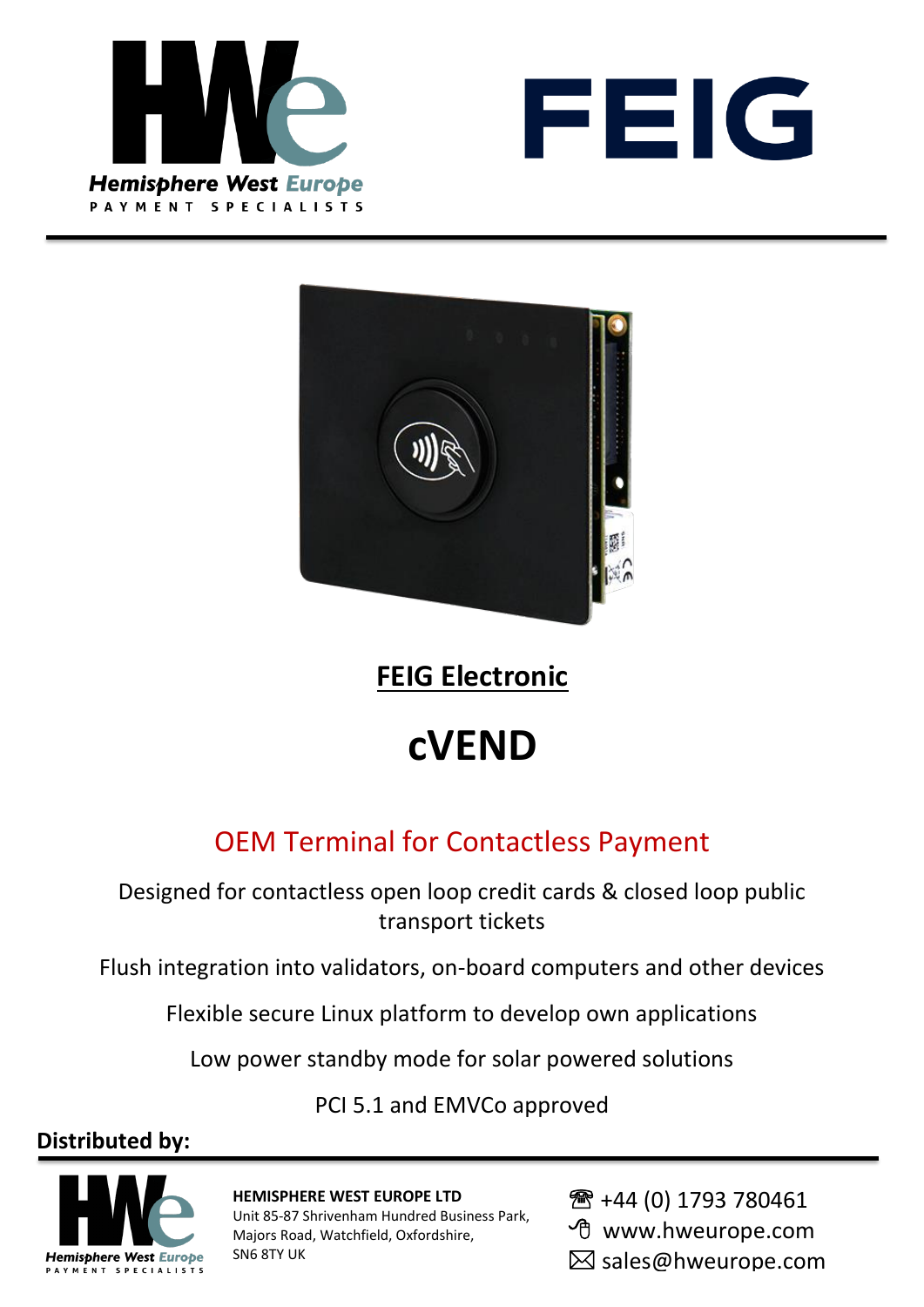Hemisphere West Europe
PAYMENT SPECIALISTS

FEIG

## FEIG Electronic

# cVEND

## OEM Terminal for Contactless Payment

Designed for contactless open loop credit cards & closed loop public transport tickets

Flush integration into validators, on-board computers and other devices

Flexible secure Linux platform to develop own applications

Low power standby mode for solar powered solutions

PCI 5.1 and EMVCo approved

**Distributed by:**

**HEMISPHERE WEST EUROPE LTD**
Unit 85-87 Shrivenham Hundred Business Park,
Majors Road, Watchfield, Oxfordshire,
SN6 8TY UK

☎ +44 (0) 1793 780461
www.hweurope.com
sales@hweurope.com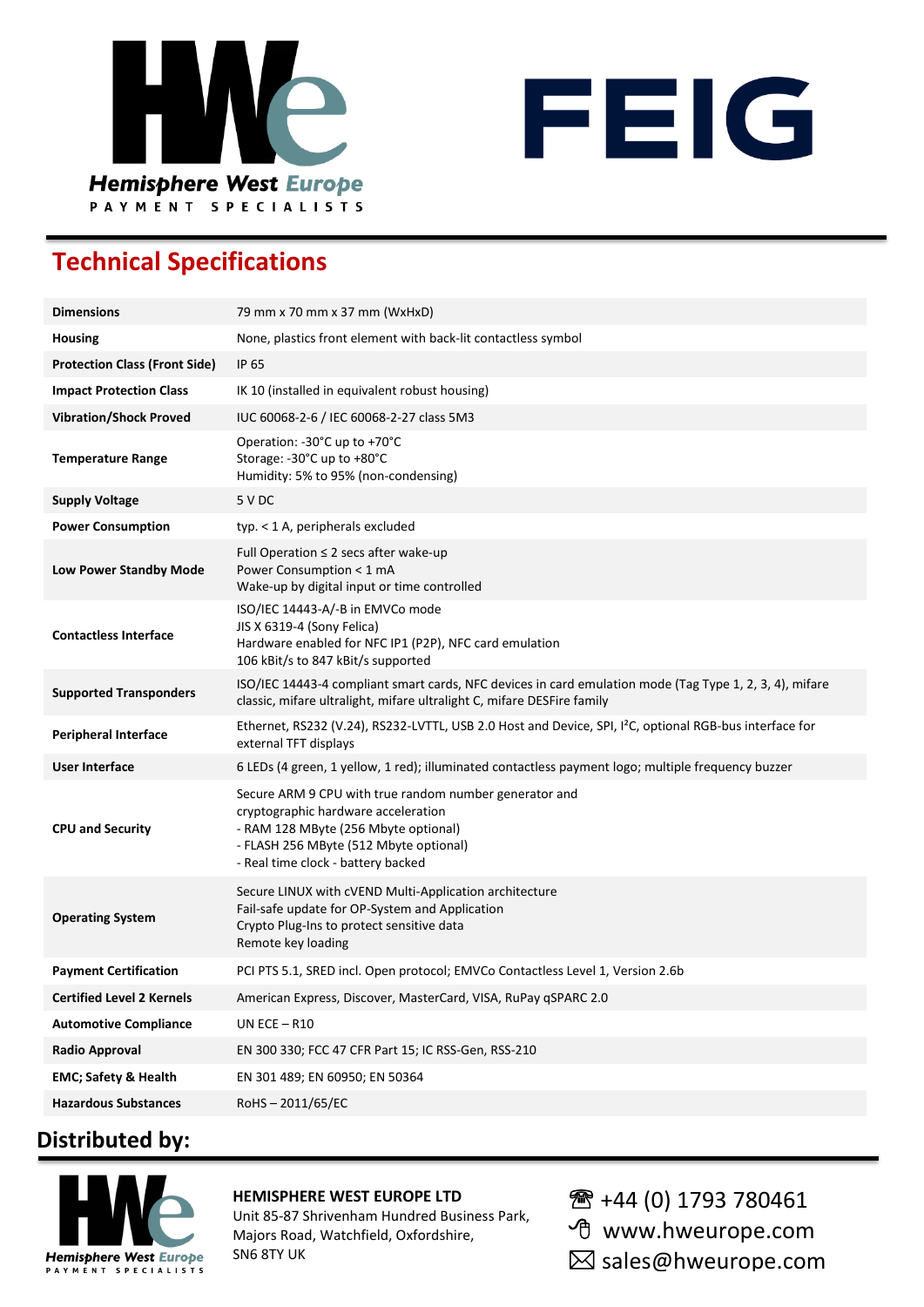## Technical Specifications

| | |
|---|---|
| **Dimensions** | 79 mm x 70 mm x 37 mm (WxHxD) |
| **Housing** | None, plastics front element with back-lit contactless symbol |
| **Protection Class (Front Side)** | IP 65 |
| **Impact Protection Class** | IK 10 (installed in equivalent robust housing) |
| **Vibration/Shock Proved** | IUC 60068-2-6 / IEC 60068-2-27 class 5M3 |
| **Temperature Range** | Operation: -30°C up to +70°C<br>Storage: -30°C up to +80°C<br>Humidity: 5% to 95% (non-condensing) |
| **Supply Voltage** | 5 V DC |
| **Power Consumption** | typ. < 1 A, peripherals excluded |
| **Low Power Standby Mode** | Full Operation ≤ 2 secs after wake-up<br>Power Consumption < 1 mA<br>Wake-up by digital input or time controlled |
| **Contactless Interface** | ISO/IEC 14443-A/-B in EMVCo mode<br>JIS X 6319-4 (Sony Felica)<br>Hardware enabled for NFC IP1 (P2P), NFC card emulation<br>106 kBit/s to 847 kBit/s supported |
| **Supported Transponders** | ISO/IEC 14443-4 compliant smart cards, NFC devices in card emulation mode (Tag Type 1, 2, 3, 4), mifare classic, mifare ultralight, mifare ultralight C, mifare DESFire family |
| **Peripheral Interface** | Ethernet, RS232 (V.24), RS232-LVTTL, USB 2.0 Host and Device, SPI, I²C, optional RGB-bus interface for external TFT displays |
| **User Interface** | 6 LEDs (4 green, 1 yellow, 1 red); illuminated contactless payment logo; multiple frequency buzzer |
| **CPU and Security** | Secure ARM 9 CPU with true random number generator and cryptographic hardware acceleration<br>- RAM 128 MByte (256 Mbyte optional)<br>- FLASH 256 MByte (512 Mbyte optional)<br>- Real time clock - battery backed |
| **Operating System** | Secure LINUX with cVEND Multi-Application architecture<br>Fail-safe update for OP-System and Application<br>Crypto Plug-Ins to protect sensitive data<br>Remote key loading |
| **Payment Certification** | PCI PTS 5.1, SRED incl. Open protocol; EMVCo Contactless Level 1, Version 2.6b |
| **Certified Level 2 Kernels** | American Express, Discover, MasterCard, VISA, RuPay qSPARC 2.0 |
| **Automotive Compliance** | UN ECE – R10 |
| **Radio Approval** | EN 300 330; FCC 47 CFR Part 15; IC RSS-Gen, RSS-210 |
| **EMC; Safety & Health** | EN 301 489; EN 60950; EN 50364 |
| **Hazardous Substances** | RoHS – 2011/65/EC |

## Distributed by:

**HEMISPHERE WEST EUROPE LTD**
Unit 85-87 Shrivenham Hundred Business Park,
Majors Road, Watchfield, Oxfordshire,
SN6 8TY UK

☎ +44 (0) 1793 780461
www.hweurope.com
sales@hweurope.com